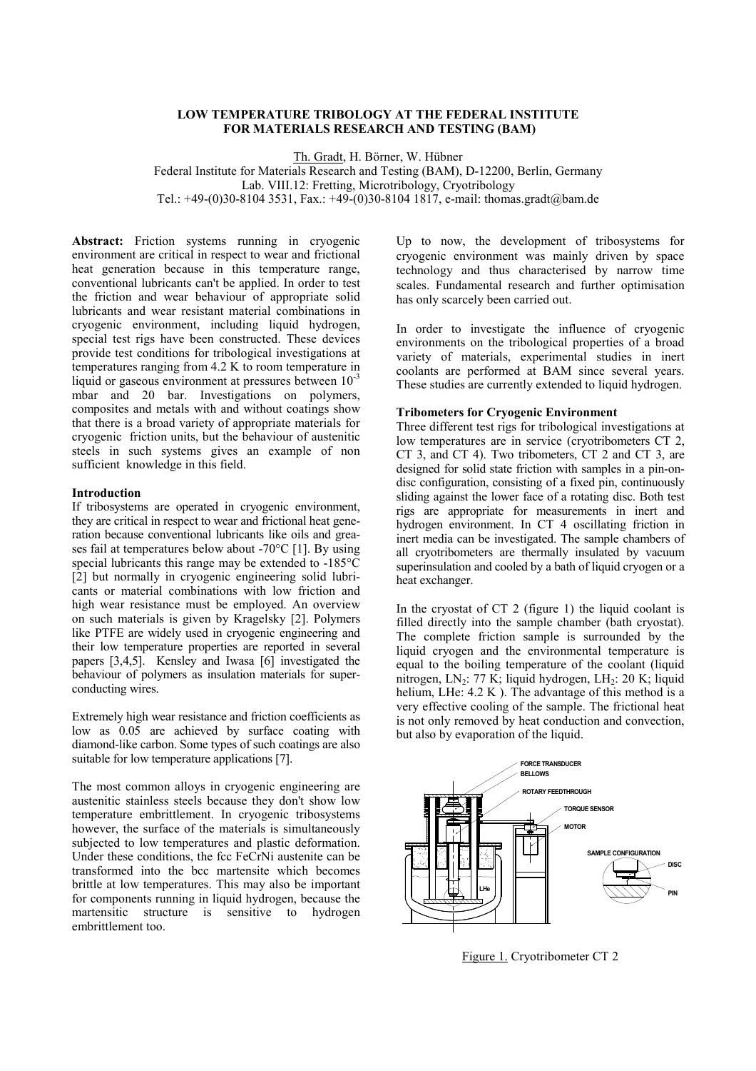# LOW TEMPERATURE TRIBOLOGY AT THE FEDERAL INSTITUTE FOR MATERIALS RESEARCH AND TESTING (BAM)

Th. Gradt, H. Börner, W. Hübner

Federal Institute for Materials Research and Testing (BAM), D-12200, Berlin, Germany
Lab. VIII.12: Fretting, Microtribology, Cryotribology
Tel.: +49-(0)30-8104 3531, Fax.: +49-(0)30-8104 1817, e-mail: thomas.gradt@bam.de

**Abstract:** Friction systems running in cryogenic environment are critical in respect to wear and frictional heat generation because in this temperature range, conventional lubricants can't be applied. In order to test the friction and wear behaviour of appropriate solid lubricants and wear resistant material combinations in cryogenic environment, including liquid hydrogen, special test rigs have been constructed. These devices provide test conditions for tribological investigations at temperatures ranging from 4.2 K to room temperature in liquid or gaseous environment at pressures between $10^{-3}$ mbar and 20 bar. Investigations on polymers, composites and metals with and without coatings show that there is a broad variety of appropriate materials for cryogenic friction units, but the behaviour of austenitic steels in such systems gives an example of non sufficient knowledge in this field.

## Introduction

If tribosystems are operated in cryogenic environment, they are critical in respect to wear and frictional heat generation because conventional lubricants like oils and greases fail at temperatures below about -70°C [1]. By using special lubricants this range may be extended to -185°C [2] but normally in cryogenic engineering solid lubricants or material combinations with low friction and high wear resistance must be employed. An overview on such materials is given by Kragelsky [2]. Polymers like PTFE are widely used in cryogenic engineering and their low temperature properties are reported in several papers [3,4,5]. Kensley and Iwasa [6] investigated the behaviour of polymers as insulation materials for superconducting wires.

Extremely high wear resistance and friction coefficients as low as 0.05 are achieved by surface coating with diamond-like carbon. Some types of such coatings are also suitable for low temperature applications [7].

The most common alloys in cryogenic engineering are austenitic stainless steels because they don't show low temperature embrittlement. In cryogenic tribosystems however, the surface of the materials is simultaneously subjected to low temperatures and plastic deformation. Under these conditions, the fcc FeCrNi austenite can be transformed into the bcc martensite which becomes brittle at low temperatures. This may also be important for components running in liquid hydrogen, because the martensitic structure is sensitive to hydrogen embrittlement too.

Up to now, the development of tribosystems for cryogenic environment was mainly driven by space technology and thus characterised by narrow time scales. Fundamental research and further optimisation has only scarcely been carried out.

In order to investigate the influence of cryogenic environments on the tribological properties of a broad variety of materials, experimental studies in inert coolants are performed at BAM since several years. These studies are currently extended to liquid hydrogen.

## Tribometers for Cryogenic Environment

Three different test rigs for tribological investigations at low temperatures are in service (cryotribometers CT 2, CT 3, and CT 4). Two tribometers, CT 2 and CT 3, are designed for solid state friction with samples in a pin-on-disc configuration, consisting of a fixed pin, continuously sliding against the lower face of a rotating disc. Both test rigs are appropriate for measurements in inert and hydrogen environment. In CT 4 oscillating friction in inert media can be investigated. The sample chambers of all cryotribometers are thermally insulated by vacuum superinsulation and cooled by a bath of liquid cryogen or a heat exchanger.

In the cryostat of CT 2 (figure 1) the liquid coolant is filled directly into the sample chamber (bath cryostat). The complete friction sample is surrounded by the liquid cryogen and the environmental temperature is equal to the boiling temperature of the coolant (liquid nitrogen, $LN_2$: 77 K; liquid hydrogen, $LH_2$: 20 K; liquid helium, LHe: 4.2 K ). The advantage of this method is a very effective cooling of the sample. The frictional heat is not only removed by heat conduction and convection, but also by evaporation of the liquid.

Figure 1. Cryotribometer CT 2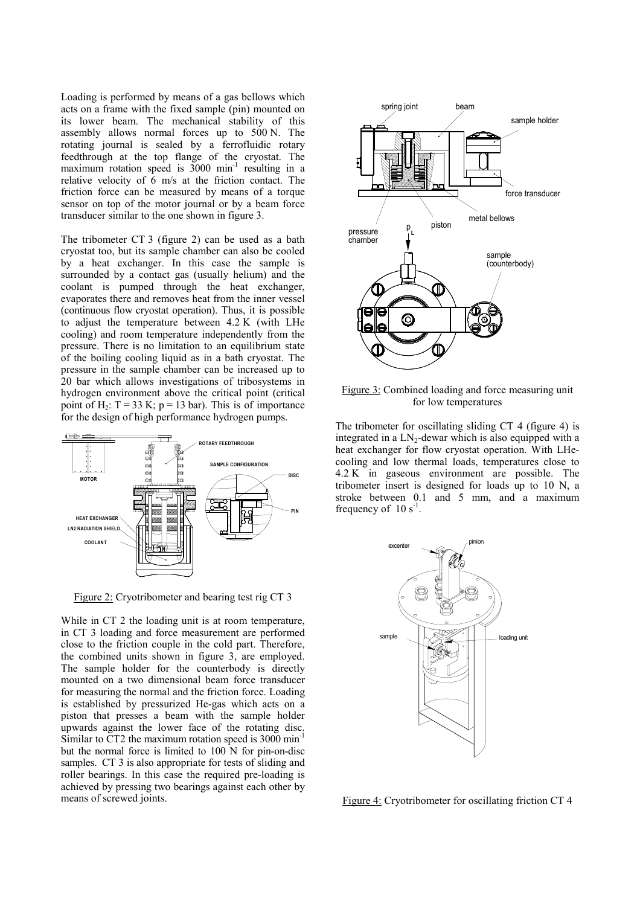Loading is performed by means of a gas bellows which acts on a frame with the fixed sample (pin) mounted on its lower beam. The mechanical stability of this assembly allows normal forces up to 500 N. The rotating journal is sealed by a ferrofluidic rotary feedthrough at the top flange of the cryostat. The maximum rotation speed is 3000 $min^{-1}$ resulting in a relative velocity of 6 m/s at the friction contact. The friction force can be measured by means of a torque sensor on top of the motor journal or by a beam force transducer similar to the one shown in figure 3.

The tribometer CT 3 (figure 2) can be used as a bath cryostat too, but its sample chamber can also be cooled by a heat exchanger. In this case the sample is surrounded by a contact gas (usually helium) and the coolant is pumped through the heat exchanger, evaporates there and removes heat from the inner vessel (continuous flow cryostat operation). Thus, it is possible to adjust the temperature between 4.2 K (with LHe cooling) and room temperature independently from the pressure. There is no limitation to an equilibrium state of the boiling cooling liquid as in a bath cryostat. The pressure in the sample chamber can be increased up to 20 bar which allows investigations of tribosystems in hydrogen environment above the critical point (critical point of $H_2$: T = 33 K; p = 13 bar). This is of importance for the design of high performance hydrogen pumps.

Figure 2: Cryotribometer and bearing test rig CT 3

While in CT 2 the loading unit is at room temperature, in CT 3 loading and force measurement are performed close to the friction couple in the cold part. Therefore, the combined units shown in figure 3, are employed. The sample holder for the counterbody is directly mounted on a two dimensional beam force transducer for measuring the normal and the friction force. Loading is established by pressurized He-gas which acts on a piston that presses a beam with the sample holder upwards against the lower face of the rotating disc. Similar to CT2 the maximum rotation speed is 3000 $min^{-1}$ but the normal force is limited to 100 N for pin-on-disc samples. CT 3 is also appropriate for tests of sliding and roller bearings. In this case the required pre-loading is achieved by pressing two bearings against each other by means of screwed joints.

Figure 3: Combined loading and force measuring unit for low temperatures

The tribometer for oscillating sliding CT 4 (figure 4) is integrated in a $LN_2$-dewar which is also equipped with a heat exchanger for flow cryostat operation. With LHe-cooling and low thermal loads, temperatures close to 4.2 K in gaseous environment are possible. The tribometer insert is designed for loads up to 10 N, a stroke between 0.1 and 5 mm, and a maximum frequency of 10 $s^{-1}$.

Figure 4: Cryotribometer for oscillating friction CT 4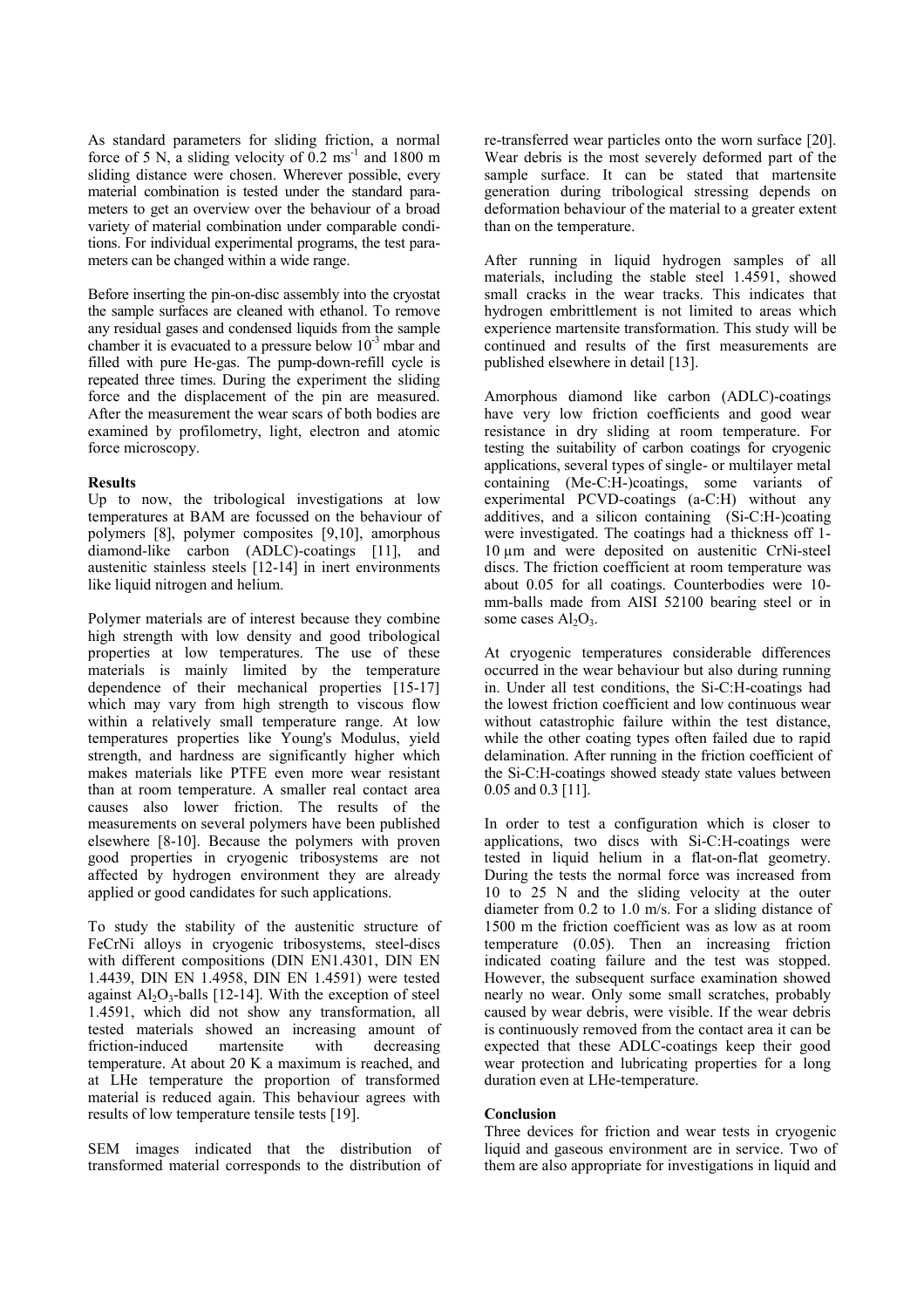As standard parameters for sliding friction, a normal force of 5 N, a sliding velocity of 0.2 $ms^{-1}$ and 1800 m sliding distance were chosen. Wherever possible, every material combination is tested under the standard parameters to get an overview over the behaviour of a broad variety of material combination under comparable conditions. For individual experimental programs, the test parameters can be changed within a wide range.

Before inserting the pin-on-disc assembly into the cryostat the sample surfaces are cleaned with ethanol. To remove any residual gases and condensed liquids from the sample chamber it is evacuated to a pressure below $10^{-3}$ mbar and filled with pure He-gas. The pump-down-refill cycle is repeated three times. During the experiment the sliding force and the displacement of the pin are measured. After the measurement the wear scars of both bodies are examined by profilometry, light, electron and atomic force microscopy.

**Results**

Up to now, the tribological investigations at low temperatures at BAM are focussed on the behaviour of polymers [8], polymer composites [9,10], amorphous diamond-like carbon (ADLC)-coatings [11], and austenitic stainless steels [12-14] in inert environments like liquid nitrogen and helium.

Polymer materials are of interest because they combine high strength with low density and good tribological properties at low temperatures. The use of these materials is mainly limited by the temperature dependence of their mechanical properties [15-17] which may vary from high strength to viscous flow within a relatively small temperature range. At low temperatures properties like Young's Modulus, yield strength, and hardness are significantly higher which makes materials like PTFE even more wear resistant than at room temperature. A smaller real contact area causes also lower friction. The results of the measurements on several polymers have been published elsewhere [8-10]. Because the polymers with proven good properties in cryogenic tribosystems are not affected by hydrogen environment they are already applied or good candidates for such applications.

To study the stability of the austenitic structure of FeCrNi alloys in cryogenic tribosystems, steel-discs with different compositions (DIN EN1.4301, DIN EN 1.4439, DIN EN 1.4958, DIN EN 1.4591) were tested against $Al_2O_3$-balls [12-14]. With the exception of steel 1.4591, which did not show any transformation, all tested materials showed an increasing amount of friction-induced martensite with decreasing temperature. At about 20 K a maximum is reached, and at LHe temperature the proportion of transformed material is reduced again. This behaviour agrees with results of low temperature tensile tests [19].

SEM images indicated that the distribution of transformed material corresponds to the distribution of re-transferred wear particles onto the worn surface [20]. Wear debris is the most severely deformed part of the sample surface. It can be stated that martensite generation during tribological stressing depends on deformation behaviour of the material to a greater extent than on the temperature.

After running in liquid hydrogen samples of all materials, including the stable steel 1.4591, showed small cracks in the wear tracks. This indicates that hydrogen embrittlement is not limited to areas which experience martensite transformation. This study will be continued and results of the first measurements are published elsewhere in detail [13].

Amorphous diamond like carbon (ADLC)-coatings have very low friction coefficients and good wear resistance in dry sliding at room temperature. For testing the suitability of carbon coatings for cryogenic applications, several types of single- or multilayer metal containing (Me-C:H-)coatings, some variants of experimental PCVD-coatings (a-C:H) without any additives, and a silicon containing (Si-C:H-)coating were investigated. The coatings had a thickness off 1-10 µm and were deposited on austenitic CrNi-steel discs. The friction coefficient at room temperature was about 0.05 for all coatings. Counterbodies were 10-mm-balls made from AISI 52100 bearing steel or in some cases $Al_2O_3$.

At cryogenic temperatures considerable differences occurred in the wear behaviour but also during running in. Under all test conditions, the Si-C:H-coatings had the lowest friction coefficient and low continuous wear without catastrophic failure within the test distance, while the other coating types often failed due to rapid delamination. After running in the friction coefficient of the Si-C:H-coatings showed steady state values between 0.05 and 0.3 [11].

In order to test a configuration which is closer to applications, two discs with Si-C:H-coatings were tested in liquid helium in a flat-on-flat geometry. During the tests the normal force was increased from 10 to 25 N and the sliding velocity at the outer diameter from 0.2 to 1.0 m/s. For a sliding distance of 1500 m the friction coefficient was as low as at room temperature (0.05). Then an increasing friction indicated coating failure and the test was stopped. However, the subsequent surface examination showed nearly no wear. Only some small scratches, probably caused by wear debris, were visible. If the wear debris is continuously removed from the contact area it can be expected that these ADLC-coatings keep their good wear protection and lubricating properties for a long duration even at LHe-temperature.

**Conclusion**

Three devices for friction and wear tests in cryogenic liquid and gaseous environment are in service. Two of them are also appropriate for investigations in liquid and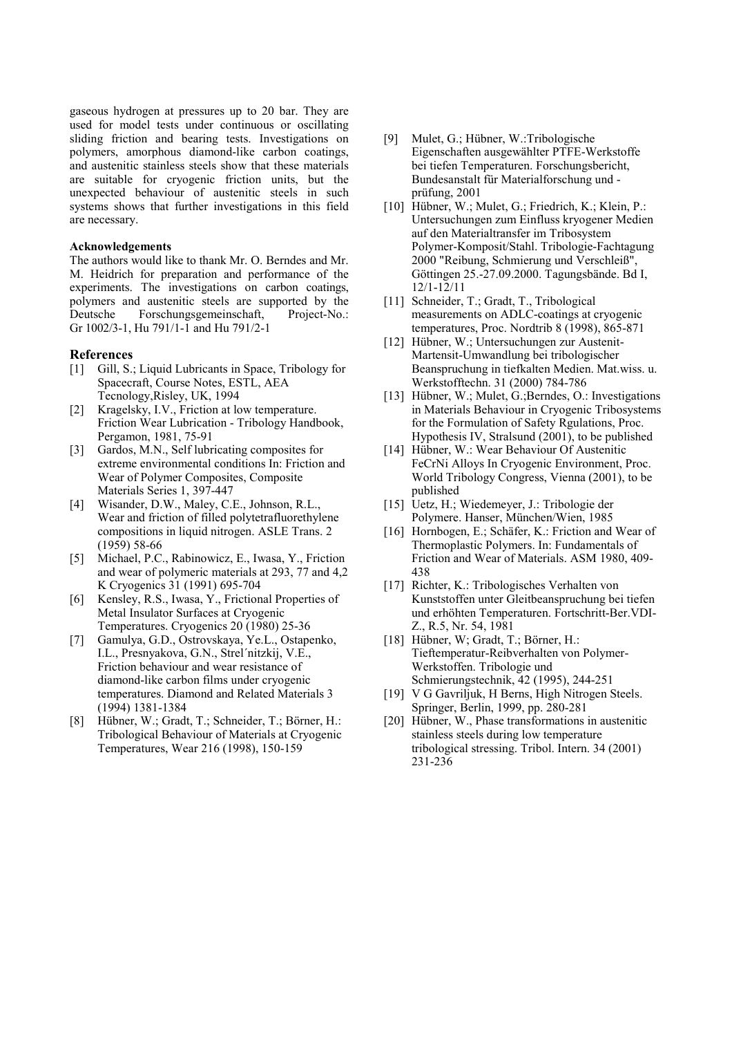gaseous hydrogen at pressures up to 20 bar. They are used for model tests under continuous or oscillating sliding friction and bearing tests. Investigations on polymers, amorphous diamond-like carbon coatings, and austenitic stainless steels show that these materials are suitable for cryogenic friction units, but the unexpected behaviour of austenitic steels in such systems shows that further investigations in this field are necessary.

**Acknowledgements**

The authors would like to thank Mr. O. Berndes and Mr. M. Heidrich for preparation and performance of the experiments. The investigations on carbon coatings, polymers and austenitic steels are supported by the Deutsche Forschungsgemeinschaft, Project-No.: Gr 1002/3-1, Hu 791/1-1 and Hu 791/2-1

## References

[1] Gill, S.; Liquid Lubricants in Space, Tribology for Spacecraft, Course Notes, ESTL, AEA Tecnology,Risley, UK, 1994

[2] Kragelsky, I.V., Friction at low temperature. Friction Wear Lubrication - Tribology Handbook, Pergamon, 1981, 75-91

[3] Gardos, M.N., Self lubricating composites for extreme environmental conditions In: Friction and Wear of Polymer Composites, Composite Materials Series 1, 397-447

[4] Wisander, D.W., Maley, C.E., Johnson, R.L., Wear and friction of filled polytetrafluorethylene compositions in liquid nitrogen. ASLE Trans. 2 (1959) 58-66

[5] Michael, P.C., Rabinowicz, E., Iwasa, Y., Friction and wear of polymeric materials at 293, 77 and 4,2 K Cryogenics 31 (1991) 695-704

[6] Kensley, R.S., Iwasa, Y., Frictional Properties of Metal Insulator Surfaces at Cryogenic Temperatures. Cryogenics 20 (1980) 25-36

[7] Gamulya, G.D., Ostrovskaya, Ye.L., Ostapenko, I.L., Presnyakova, G.N., Strel´nitzkij, V.E., Friction behaviour and wear resistance of diamond-like carbon films under cryogenic temperatures. Diamond and Related Materials 3 (1994) 1381-1384

[8] Hübner, W.; Gradt, T.; Schneider, T.; Börner, H.: Tribological Behaviour of Materials at Cryogenic Temperatures, Wear 216 (1998), 150-159

[9] Mulet, G.; Hübner, W.:Tribologische Eigenschaften ausgewählter PTFE-Werkstoffe bei tiefen Temperaturen. Forschungsbericht, Bundesanstalt für Materialforschung und -prüfung, 2001

[10] Hübner, W.; Mulet, G.; Friedrich, K.; Klein, P.: Untersuchungen zum Einfluss kryogener Medien auf den Materialtransfer im Tribosystem Polymer-Komposit/Stahl. Tribologie-Fachtagung 2000 "Reibung, Schmierung und Verschleiß", Göttingen 25.-27.09.2000. Tagungsbände. Bd I, 12/1-12/11

[11] Schneider, T.; Gradt, T., Tribological measurements on ADLC-coatings at cryogenic temperatures, Proc. Nordtrib 8 (1998), 865-871

[12] Hübner, W.; Untersuchungen zur Austenit-Martensit-Umwandlung bei tribologischer Beanspruchung in tiefkalten Medien. Mat.wiss. u. Werkstofftechn. 31 (2000) 784-786

[13] Hübner, W.; Mulet, G.;Berndes, O.: Investigations in Materials Behaviour in Cryogenic Tribosystems for the Formulation of Safety Rgulations, Proc. Hypothesis IV, Stralsund (2001), to be published

[14] Hübner, W.: Wear Behaviour Of Austenitic FeCrNi Alloys In Cryogenic Environment, Proc. World Tribology Congress, Vienna (2001), to be published

[15] Uetz, H.; Wiedemeyer, J.: Tribologie der Polymere. Hanser, München/Wien, 1985

[16] Hornbogen, E.; Schäfer, K.: Friction and Wear of Thermoplastic Polymers. In: Fundamentals of Friction and Wear of Materials. ASM 1980, 409-438

[17] Richter, K.: Tribologisches Verhalten von Kunststoffen unter Gleitbeanspruchung bei tiefen und erhöhten Temperaturen. Fortschritt-Ber.VDI-Z., R.5, Nr. 54, 1981

[18] Hübner, W; Gradt, T.; Börner, H.: Tieftemperatur-Reibverhalten von Polymer-Werkstoffen. Tribologie und Schmierungstechnik, 42 (1995), 244-251

[19] V G Gavriljuk, H Berns, High Nitrogen Steels. Springer, Berlin, 1999, pp. 280-281

[20] Hübner, W., Phase transformations in austenitic stainless steels during low temperature tribological stressing. Tribol. Intern. 34 (2001) 231-236